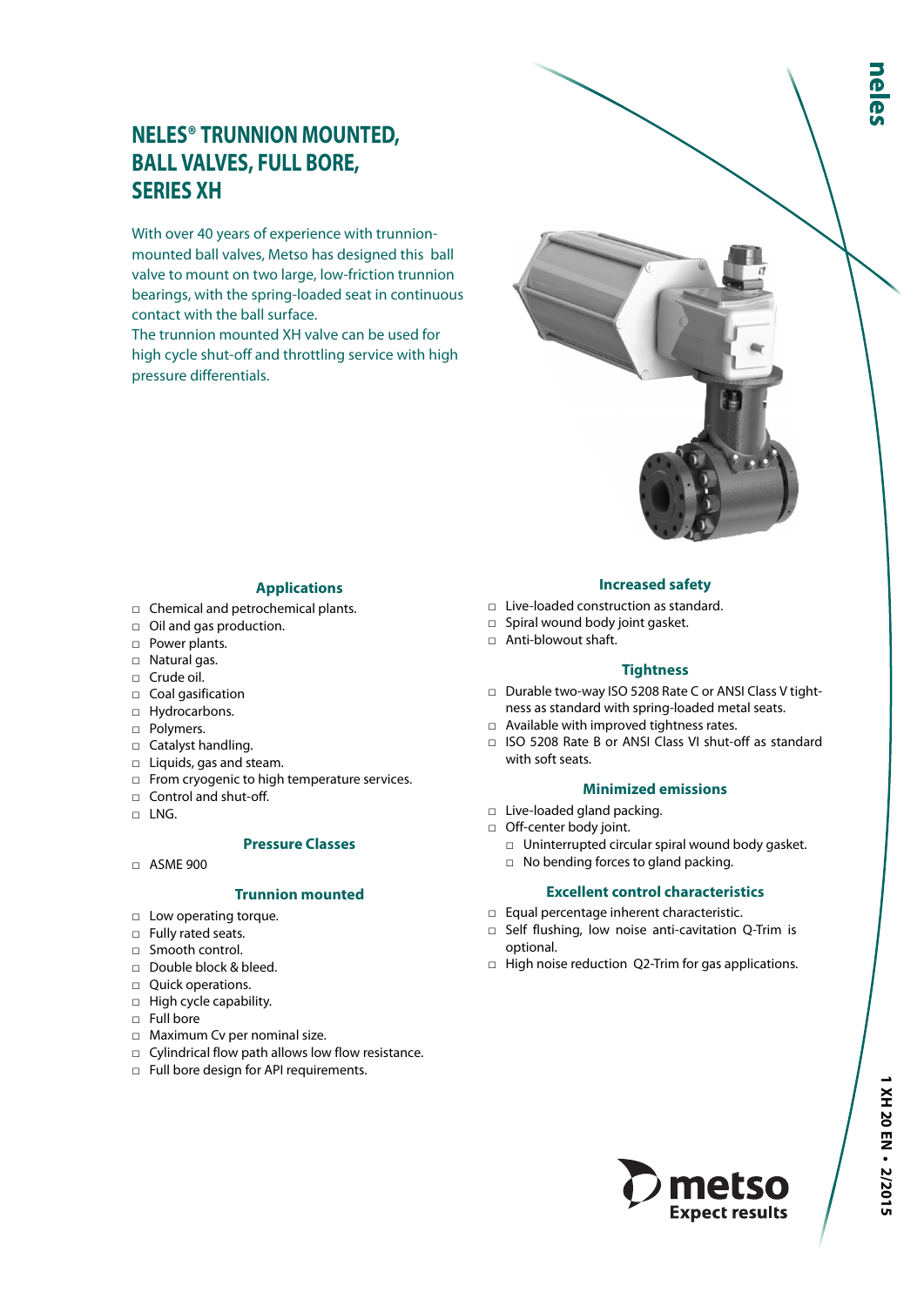# NELES® TRUNNION MOUNTED, BALL VALVES, FULL BORE, SERIES XH

With over 40 years of experience with trunnion-mounted ball valves, Metso has designed this ball valve to mount on two large, low-friction trunnion bearings, with the spring-loaded seat in continuous contact with the ball surface.
The trunnion mounted XH valve can be used for high cycle shut-off and throttling service with high pressure differentials.

## Applications

- Chemical and petrochemical plants.
- Oil and gas production.
- Power plants.
- Natural gas.
- Crude oil.
- Coal gasification
- Hydrocarbons.
- Polymers.
- Catalyst handling.
- Liquids, gas and steam.
- From cryogenic to high temperature services.
- Control and shut-off.
- LNG.

## Pressure Classes

- ASME 900

## Trunnion mounted

- Low operating torque.
- Fully rated seats.
- Smooth control.
- Double block & bleed.
- Quick operations.
- High cycle capability.
- Full bore
- Maximum Cv per nominal size.
- Cylindrical flow path allows low flow resistance.
- Full bore design for API requirements.

## Increased safety

- Live-loaded construction as standard.
- Spiral wound body joint gasket.
- Anti-blowout shaft.

## Tightness

- Durable two-way ISO 5208 Rate C or ANSI Class V tightness as standard with spring-loaded metal seats.
- Available with improved tightness rates.
- ISO 5208 Rate B or ANSI Class VI shut-off as standard with soft seats.

## Minimized emissions

- Live-loaded gland packing.
- Off-center body joint.
  - Uninterrupted circular spiral wound body gasket.
  - No bending forces to gland packing.

## Excellent control characteristics

- Equal percentage inherent characteristic.
- Self flushing, low noise anti-cavitation Q-Trim is optional.
- High noise reduction Q2-Trim for gas applications.

1 XH 20 EN • 2/2015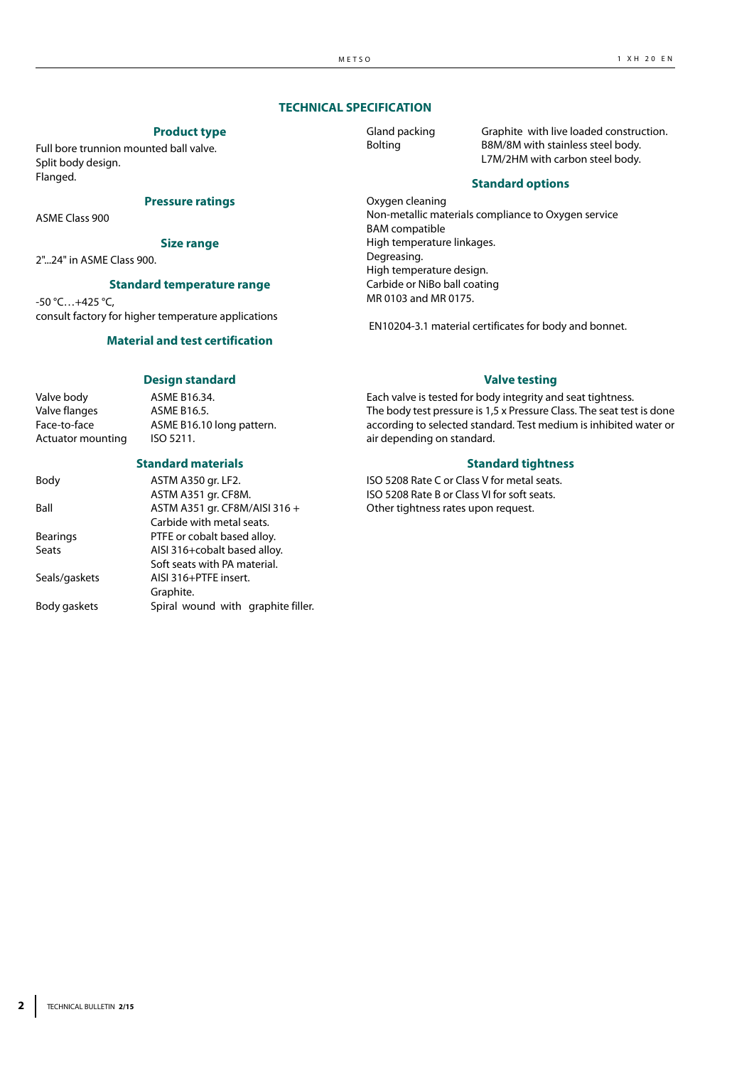# TECHNICAL SPECIFICATION

## Product type

Full bore trunnion mounted ball valve.
Split body design.
Flanged.

## Pressure ratings

ASME Class 900

## Size range

2"...24" in ASME Class 900.

## Standard temperature range

-50 °C…+425 °C,
consult factory for higher temperature applications

## Material and test certification

EN10204-3.1 material certificates for body and bonnet.

## Design standard

| | |
|---|---|
| Valve body | ASME B16.34. |
| Valve flanges | ASME B16.5. |
| Face-to-face | ASME B16.10 long pattern. |
| Actuator mounting | ISO 5211. |

## Standard materials

| | |
|---|---|
| Body | ASTM A350 gr. LF2.<br>ASTM A351 gr. CF8M. |
| Ball | ASTM A351 gr. CF8M/AISI 316 + Carbide with metal seats. |
| Bearings | PTFE or cobalt based alloy. |
| Seats | AISI 316+cobalt based alloy.<br>Soft seats with PA material. |
| Seals/gaskets | AISI 316+PTFE insert.<br>Graphite. |
| Body gaskets | Spiral wound with graphite filler. |
| Gland packing | Graphite with live loaded construction. |
| Bolting | B8M/8M with stainless steel body.<br>L7M/2HM with carbon steel body. |

## Standard options

Oxygen cleaning
Non-metallic materials compliance to Oxygen service
BAM compatible
High temperature linkages.
Degreasing.
High temperature design.
Carbide or NiBo ball coating
MR 0103 and MR 0175.

## Valve testing

Each valve is tested for body integrity and seat tightness.
The body test pressure is 1,5 x Pressure Class. The seat test is done according to selected standard. Test medium is inhibited water or air depending on standard.

## Standard tightness

ISO 5208 Rate C or Class V for metal seats.
ISO 5208 Rate B or Class VI for soft seats.
Other tightness rates upon request.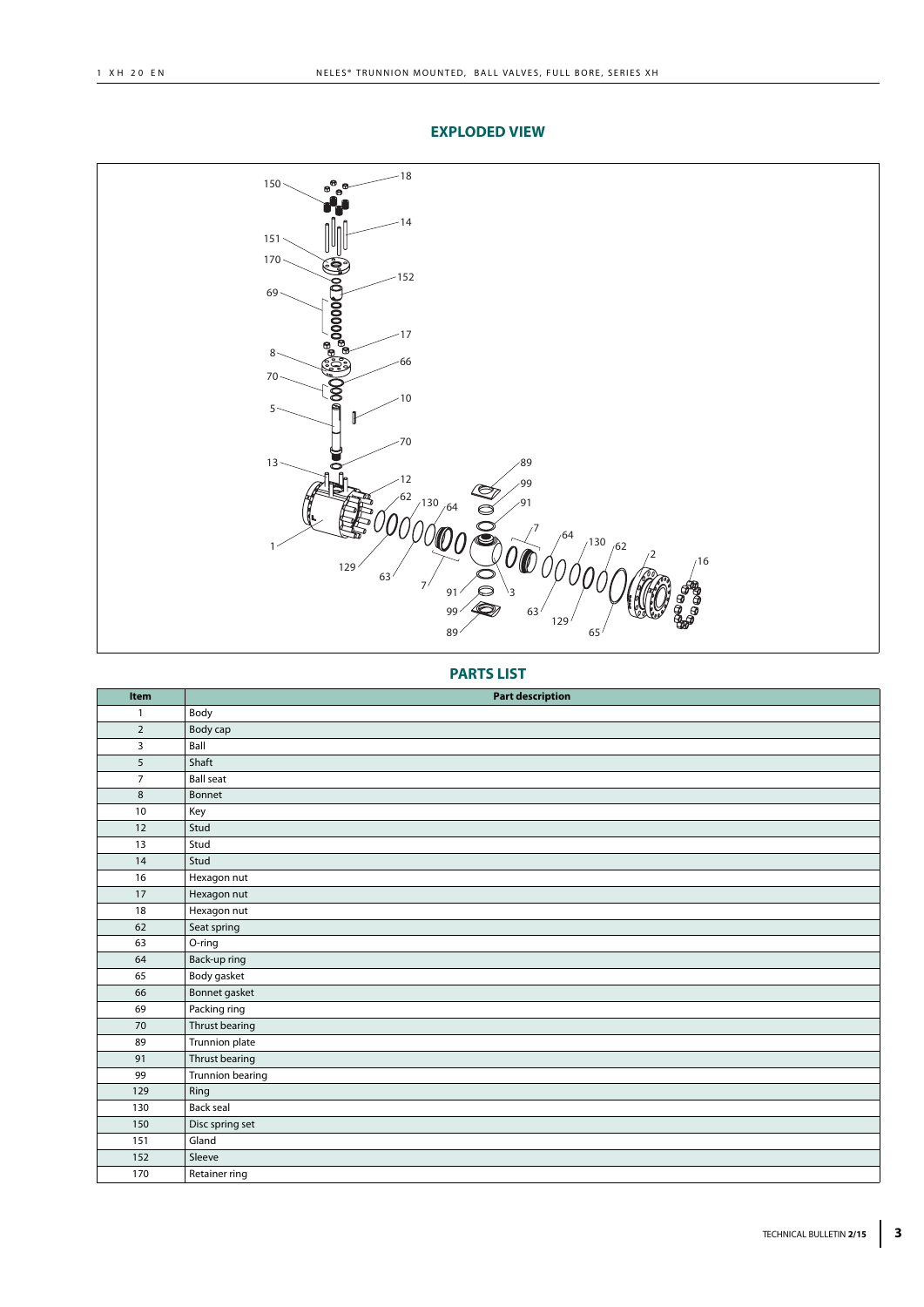## EXPLODED VIEW

## PARTS LIST

| Item | Part description |
|---|---|
| 1 | Body |
| 2 | Body cap |
| 3 | Ball |
| 5 | Shaft |
| 7 | Ball seat |
| 8 | Bonnet |
| 10 | Key |
| 12 | Stud |
| 13 | Stud |
| 14 | Stud |
| 16 | Hexagon nut |
| 17 | Hexagon nut |
| 18 | Hexagon nut |
| 62 | Seat spring |
| 63 | O-ring |
| 64 | Back-up ring |
| 65 | Body gasket |
| 66 | Bonnet gasket |
| 69 | Packing ring |
| 70 | Thrust bearing |
| 89 | Trunnion plate |
| 91 | Thrust bearing |
| 99 | Trunnion bearing |
| 129 | Ring |
| 130 | Back seal |
| 150 | Disc spring set |
| 151 | Gland |
| 152 | Sleeve |
| 170 | Retainer ring |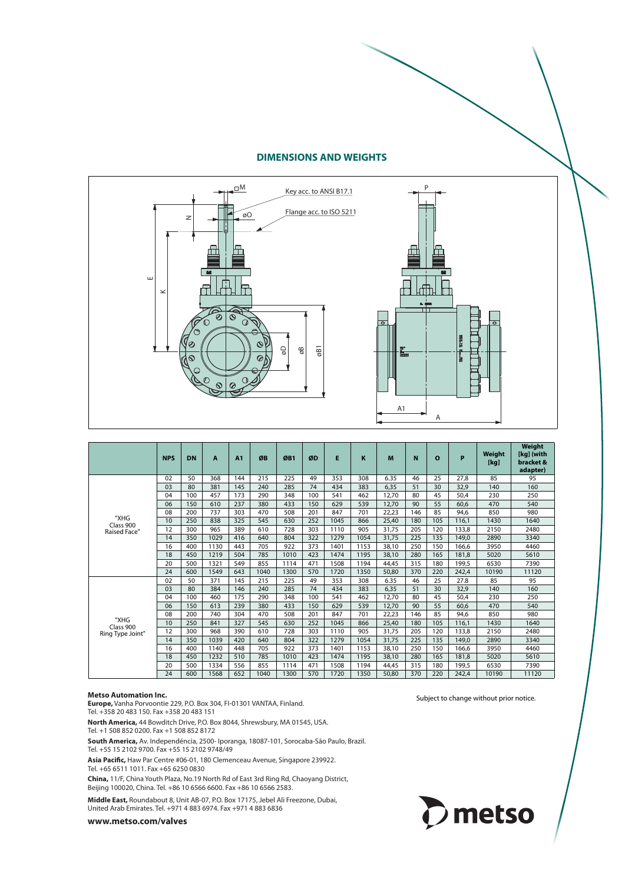## DIMENSIONS AND WEIGHTS

M
Key acc. to ANSI B17.1
Flange acc. to ISO 5211
øO
N
E
K
øD
øB
øB1
P
A1
A

| | NPS | DN | A | A1 | ØB | ØB1 | ØD | E | K | M | N | O | P | Weight [kg] | Weight [kg] (with bracket & adapter) |
|---|---|---|---|---|---|---|---|---|---|---|---|---|---|---|---|
| "XHG Class 900 Raised Face" | 02 | 50 | 368 | 144 | 215 | 225 | 49 | 353 | 308 | 6.35 | 46 | 25 | 27,8 | 85 | 95 |
| | 03 | 80 | 381 | 145 | 240 | 285 | 74 | 434 | 383 | 6,35 | 51 | 30 | 32,9 | 140 | 160 |
| | 04 | 100 | 457 | 173 | 290 | 348 | 100 | 541 | 462 | 12,70 | 80 | 45 | 50,4 | 230 | 250 |
| | 06 | 150 | 610 | 237 | 380 | 433 | 150 | 629 | 539 | 12,70 | 90 | 55 | 60,6 | 470 | 540 |
| | 08 | 200 | 737 | 303 | 470 | 508 | 201 | 847 | 701 | 22,23 | 146 | 85 | 94,6 | 850 | 980 |
| | 10 | 250 | 838 | 325 | 545 | 630 | 252 | 1045 | 866 | 25,40 | 180 | 105 | 116,1 | 1430 | 1640 |
| | 12 | 300 | 965 | 389 | 610 | 728 | 303 | 1110 | 905 | 31,75 | 205 | 120 | 133,8 | 2150 | 2480 |
| | 14 | 350 | 1029 | 416 | 640 | 804 | 322 | 1279 | 1054 | 31,75 | 225 | 135 | 149,0 | 2890 | 3340 |
| | 16 | 400 | 1130 | 443 | 705 | 922 | 373 | 1401 | 1153 | 38,10 | 250 | 150 | 166,6 | 3950 | 4460 |
| | 18 | 450 | 1219 | 504 | 785 | 1010 | 423 | 1474 | 1195 | 38,10 | 280 | 165 | 181,8 | 5020 | 5610 |
| | 20 | 500 | 1321 | 549 | 855 | 1114 | 471 | 1508 | 1194 | 44,45 | 315 | 180 | 199,5 | 6530 | 7390 |
| | 24 | 600 | 1549 | 643 | 1040 | 1300 | 570 | 1720 | 1350 | 50,80 | 370 | 220 | 242,4 | 10190 | 11120 |
| "XHG Class 900 Ring Type Joint" | 02 | 50 | 371 | 145 | 215 | 225 | 49 | 353 | 308 | 6.35 | 46 | 25 | 27.8 | 85 | 95 |
| | 03 | 80 | 384 | 146 | 240 | 285 | 74 | 434 | 383 | 6,35 | 51 | 30 | 32,9 | 140 | 160 |
| | 04 | 100 | 460 | 175 | 290 | 348 | 100 | 541 | 462 | 12,70 | 80 | 45 | 50,4 | 230 | 250 |
| | 06 | 150 | 613 | 239 | 380 | 433 | 150 | 629 | 539 | 12,70 | 90 | 55 | 60,6 | 470 | 540 |
| | 08 | 200 | 740 | 304 | 470 | 508 | 201 | 847 | 701 | 22,23 | 146 | 85 | 94,6 | 850 | 980 |
| | 10 | 250 | 841 | 327 | 545 | 630 | 252 | 1045 | 866 | 25,40 | 180 | 105 | 116,1 | 1430 | 1640 |
| | 12 | 300 | 968 | 390 | 610 | 728 | 303 | 1110 | 905 | 31,75 | 205 | 120 | 133,8 | 2150 | 2480 |
| | 14 | 350 | 1039 | 420 | 640 | 804 | 322 | 1279 | 1054 | 31,75 | 225 | 135 | 149,0 | 2890 | 3340 |
| | 16 | 400 | 1140 | 448 | 705 | 922 | 373 | 1401 | 1153 | 38,10 | 250 | 150 | 166,6 | 3950 | 4460 |
| | 18 | 450 | 1232 | 510 | 785 | 1010 | 423 | 1474 | 1195 | 38,10 | 280 | 165 | 181,8 | 5020 | 5610 |
| | 20 | 500 | 1334 | 556 | 855 | 1114 | 471 | 1508 | 1194 | 44,45 | 315 | 180 | 199,5 | 6530 | 7390 |
| | 24 | 600 | 1568 | 652 | 1040 | 1300 | 570 | 1720 | 1350 | 50,80 | 370 | 220 | 242,4 | 10190 | 11120 |

**Metso Automation Inc.**

**Europe,** Vanha Porvoontie 229, P.O. Box 304, FI-01301 VANTAA, Finland.
Tel. +358 20 483 150. Fax +358 20 483 151

**North America,** 44 Bowditch Drive, P.O. Box 8044, Shrewsbury, MA 01545, USA.
Tel. +1 508 852 0200. Fax +1 508 852 8172

**South America,** Av. Independência, 2500- Iporanga, 18087-101, Sorocaba-São Paulo, Brazil.
Tel. +55 15 2102 9700. Fax +55 15 2102 9748/49

**Asia Pacific,** Haw Par Centre #06-01, 180 Clemenceau Avenue, Singapore 239922.
Tel. +65 6511 1011. Fax +65 6250 0830

**China,** 11/F, China Youth Plaza, No.19 North Rd of East 3rd Ring Rd, Chaoyang District, Beijing 100020, China. Tel. +86 10 6566 6600. Fax +86 10 6566 2583.

**Middle East,** Roundabout 8, Unit AB-07, P.O. Box 17175, Jebel Ali Freezone, Dubai, United Arab Emirates. Tel. +971 4 883 6974. Fax +971 4 883 6836

**www.metso.com/valves**

Subject to change without prior notice.

metso